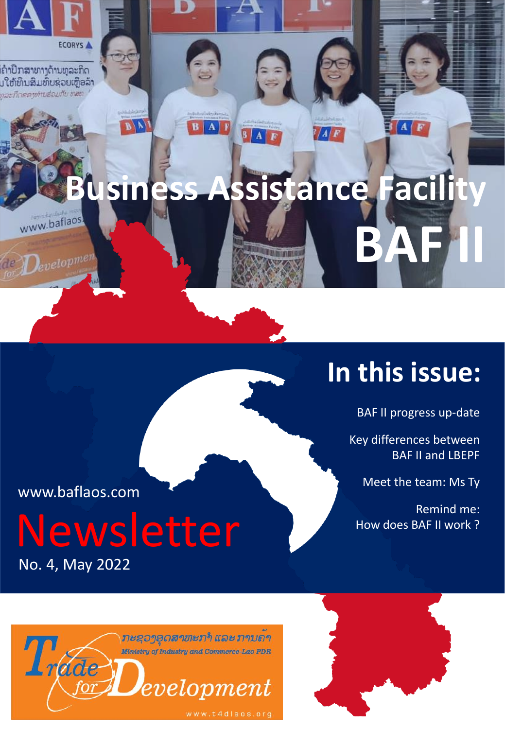# Business Assistance Facility

# BAF II

## In this issue:

BAF II progress up-date

Key differences between BAF II and LBEPF

Meet the team: Ms Ty

Remind me: How does BAF II work ?

www.baflaos.com

# Newsletter

No. 4, May 2022

ກະຊວງອຸດສາຫະກຳ ແລະ ການຄ້າ

Ministry of Industry and Commerce-Lao PDR

Trade for Development

www.t4dlaos.org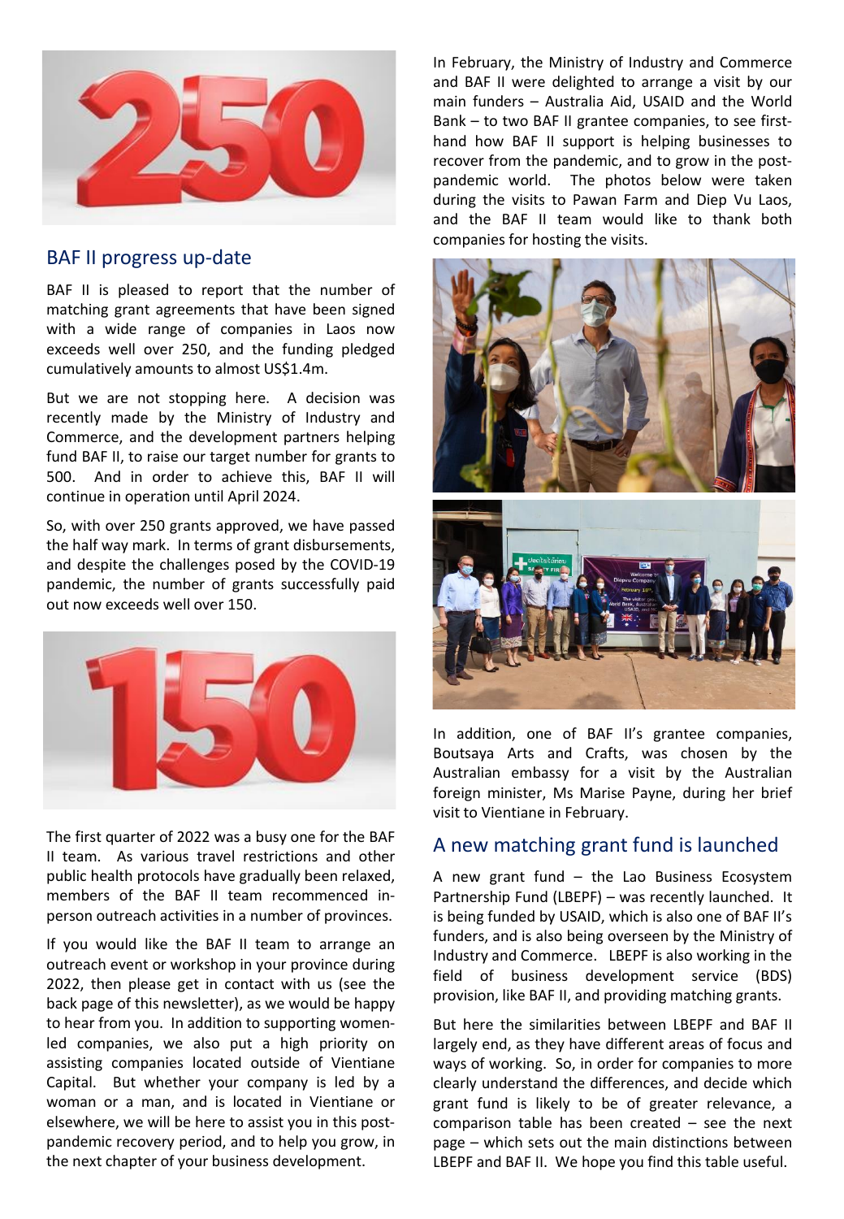## BAF II progress up-date

BAF II is pleased to report that the number of matching grant agreements that have been signed with a wide range of companies in Laos now exceeds well over 250, and the funding pledged cumulatively amounts to almost US$1.4m.

But we are not stopping here. A decision was recently made by the Ministry of Industry and Commerce, and the development partners helping fund BAF II, to raise our target number for grants to 500. And in order to achieve this, BAF II will continue in operation until April 2024.

So, with over 250 grants approved, we have passed the half way mark. In terms of grant disbursements, and despite the challenges posed by the COVID-19 pandemic, the number of grants successfully paid out now exceeds well over 150.

The first quarter of 2022 was a busy one for the BAF II team. As various travel restrictions and other public health protocols have gradually been relaxed, members of the BAF II team recommenced in-person outreach activities in a number of provinces.

If you would like the BAF II team to arrange an outreach event or workshop in your province during 2022, then please get in contact with us (see the back page of this newsletter), as we would be happy to hear from you. In addition to supporting women-led companies, we also put a high priority on assisting companies located outside of Vientiane Capital. But whether your company is led by a woman or a man, and is located in Vientiane or elsewhere, we will be here to assist you in this post-pandemic recovery period, and to help you grow, in the next chapter of your business development.

In February, the Ministry of Industry and Commerce and BAF II were delighted to arrange a visit by our main funders – Australia Aid, USAID and the World Bank – to two BAF II grantee companies, to see first-hand how BAF II support is helping businesses to recover from the pandemic, and to grow in the post-pandemic world. The photos below were taken during the visits to Pawan Farm and Diep Vu Laos, and the BAF II team would like to thank both companies for hosting the visits.

In addition, one of BAF II's grantee companies, Boutsaya Arts and Crafts, was chosen by the Australian embassy for a visit by the Australian foreign minister, Ms Marise Payne, during her brief visit to Vientiane in February.

## A new matching grant fund is launched

A new grant fund – the Lao Business Ecosystem Partnership Fund (LBEPF) – was recently launched. It is being funded by USAID, which is also one of BAF II's funders, and is also being overseen by the Ministry of Industry and Commerce. LBEPF is also working in the field of business development service (BDS) provision, like BAF II, and providing matching grants.

But here the similarities between LBEPF and BAF II largely end, as they have different areas of focus and ways of working. So, in order for companies to more clearly understand the differences, and decide which grant fund is likely to be of greater relevance, a comparison table has been created – see the next page – which sets out the main distinctions between LBEPF and BAF II. We hope you find this table useful.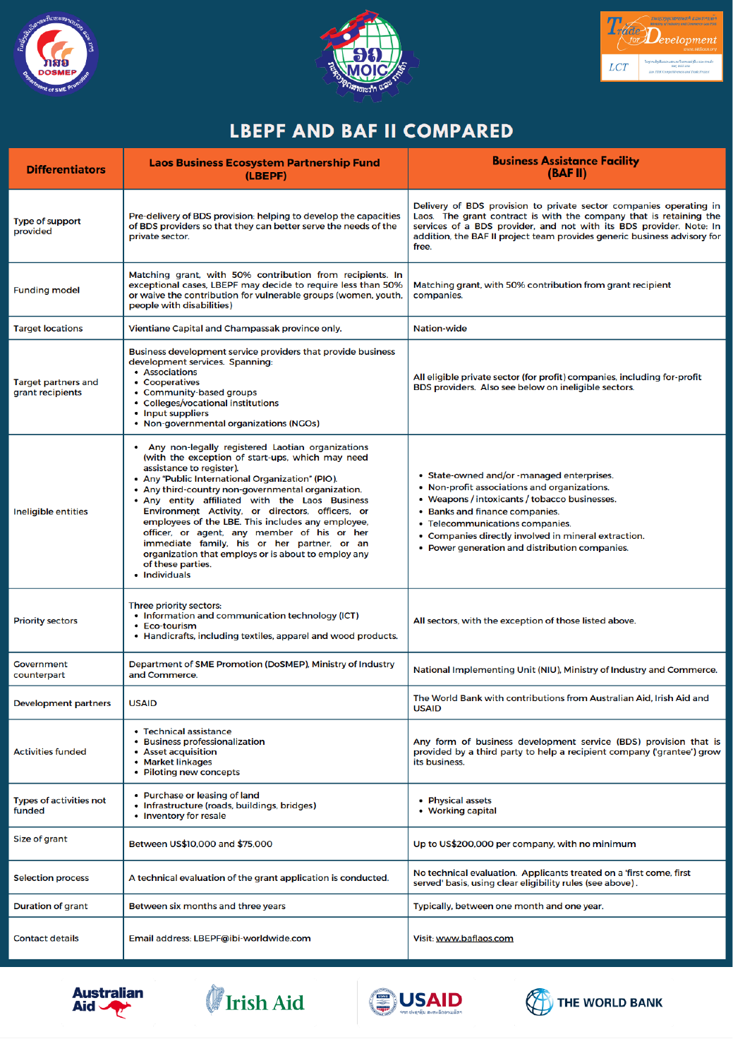# LBEPF AND BAF II COMPARED

| Differentiators | Laos Business Ecosystem Partnership Fund (LBEPF) | Business Assistance Facility (BAF II) |
|---|---|---|
| Type of support provided | Pre-delivery of BDS provision: helping to develop the capacities of BDS providers so that they can better serve the needs of the private sector. | Delivery of BDS provision to private sector companies operating in Laos. The grant contract is with the company that is retaining the services of a BDS provider, and not with its BDS provider. Note: In addition, the BAF II project team provides generic business advisory for free. |
| Funding model | Matching grant, with 50% contribution from recipients. In exceptional cases, LBEPF may decide to require less than 50% or waive the contribution for vulnerable groups (women, youth, people with disabilities) | Matching grant, with 50% contribution from grant recipient companies. |
| Target locations | Vientiane Capital and Champassak province only. | Nation-wide |
| Target partners and grant recipients | Business development service providers that provide business development services. Spanning: <br>• Associations <br>• Cooperatives <br>• Community-based groups <br>• Colleges/vocational institutions <br>• Input suppliers <br>• Non-governmental organizations (NGOs) | All eligible private sector (for profit) companies, including for-profit BDS providers. Also see below on ineligible sectors. |
| Ineligible entities | • Any non-legally registered Laotian organizations (with the exception of start-ups, which may need assistance to register). <br>• Any "Public International Organization" (PIO). <br>• Any third-country non-governmental organization. <br>• Any entity affiliated with the Laos Business Environment Activity, or directors, officers, or employees of the LBE. This includes any employee, officer, or agent, any member of his or her immediate family, his or her partner, or an organization that employs or is about to employ any of these parties. <br>• Individuals | • State-owned and/or -managed enterprises. <br>• Non-profit associations and organizations. <br>• Weapons / intoxicants / tobacco businesses. <br>• Banks and finance companies. <br>• Telecommunications companies. <br>• Companies directly involved in mineral extraction. <br>• Power generation and distribution companies. |
| Priority sectors | Three priority sectors: <br>• Information and communication technology (ICT) <br>• Eco-tourism <br>• Handicrafts, including textiles, apparel and wood products. | All sectors, with the exception of those listed above. |
| Government counterpart | Department of SME Promotion (DoSMEP), Ministry of Industry and Commerce. | National Implementing Unit (NIU), Ministry of Industry and Commerce. |
| Development partners | USAID | The World Bank with contributions from Australian Aid, Irish Aid and USAID |
| Activities funded | • Technical assistance <br>• Business professionalization <br>• Asset acquisition <br>• Market linkages <br>• Piloting new concepts | Any form of business development service (BDS) provision that is provided by a third party to help a recipient company ('grantee') grow its business. |
| Types of activities not funded | • Purchase or leasing of land <br>• Infrastructure (roads, buildings, bridges) <br>• Inventory for resale | • Physical assets <br>• Working capital |
| Size of grant | Between US$10,000 and $75,000 | Up to US$200,000 per company, with no minimum |
| Selection process | A technical evaluation of the grant application is conducted. | No technical evaluation. Applicants treated on a 'first come, first served' basis, using clear eligibility rules (see above). |
| Duration of grant | Between six months and three years | Typically, between one month and one year. |
| Contact details | Email address: LBEPF@ibi-worldwide.com | Visit: www.baflaos.com |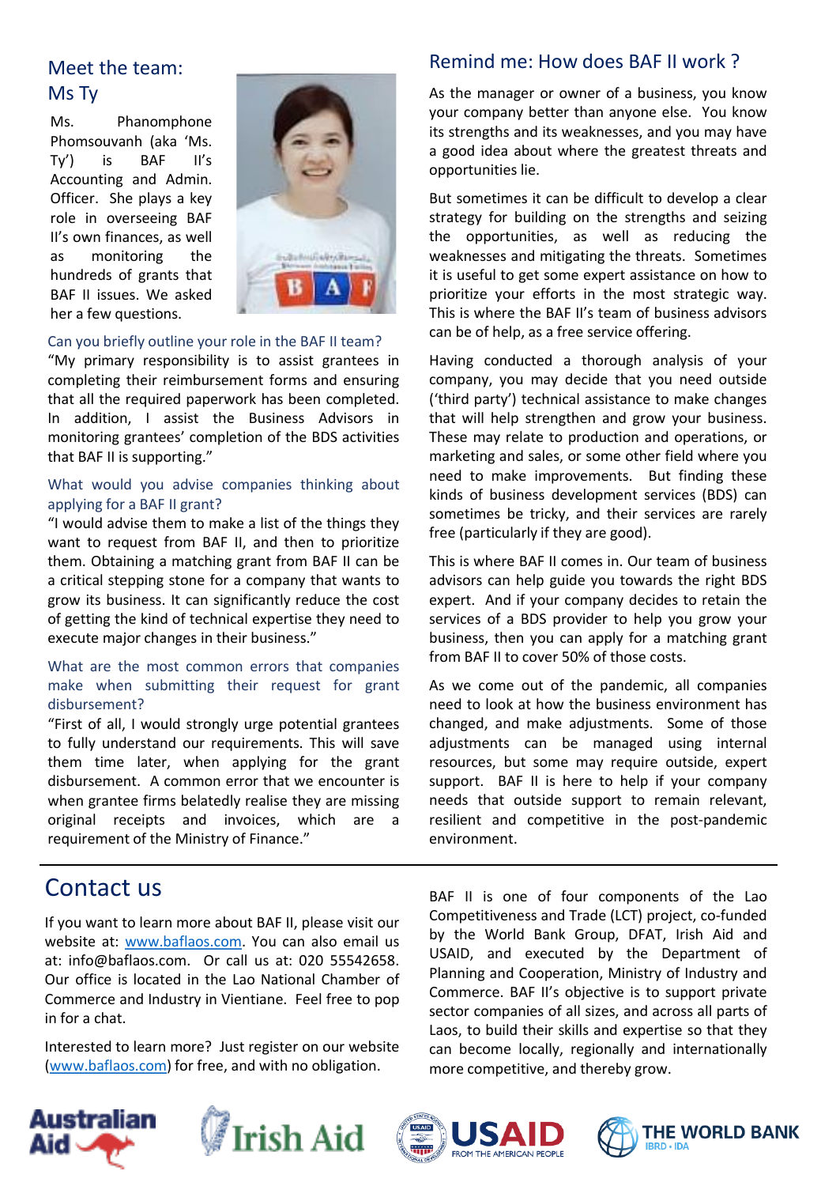## Meet the team: Ms Ty

Ms. Phanomphone Phomsouvanh (aka 'Ms. Ty') is BAF II's Accounting and Admin. Officer. She plays a key role in overseeing BAF II's own finances, as well as monitoring the hundreds of grants that BAF II issues. We asked her a few questions.

### Can you briefly outline your role in the BAF II team?

"My primary responsibility is to assist grantees in completing their reimbursement forms and ensuring that all the required paperwork has been completed. In addition, I assist the Business Advisors in monitoring grantees' completion of the BDS activities that BAF II is supporting."

### What would you advise companies thinking about applying for a BAF II grant?

"I would advise them to make a list of the things they want to request from BAF II, and then to prioritize them. Obtaining a matching grant from BAF II can be a critical stepping stone for a company that wants to grow its business. It can significantly reduce the cost of getting the kind of technical expertise they need to execute major changes in their business."

### What are the most common errors that companies make when submitting their request for grant disbursement?

"First of all, I would strongly urge potential grantees to fully understand our requirements. This will save them time later, when applying for the grant disbursement. A common error that we encounter is when grantee firms belatedly realise they are missing original receipts and invoices, which are a requirement of the Ministry of Finance."

## Remind me: How does BAF II work ?

As the manager or owner of a business, you know your company better than anyone else. You know its strengths and its weaknesses, and you may have a good idea about where the greatest threats and opportunities lie.

But sometimes it can be difficult to develop a clear strategy for building on the strengths and seizing the opportunities, as well as reducing the weaknesses and mitigating the threats. Sometimes it is useful to get some expert assistance on how to prioritize your efforts in the most strategic way. This is where the BAF II's team of business advisors can be of help, as a free service offering.

Having conducted a thorough analysis of your company, you may decide that you need outside ('third party') technical assistance to make changes that will help strengthen and grow your business. These may relate to production and operations, or marketing and sales, or some other field where you need to make improvements. But finding these kinds of business development services (BDS) can sometimes be tricky, and their services are rarely free (particularly if they are good).

This is where BAF II comes in. Our team of business advisors can help guide you towards the right BDS expert. And if your company decides to retain the services of a BDS provider to help you grow your business, then you can apply for a matching grant from BAF II to cover 50% of those costs.

As we come out of the pandemic, all companies need to look at how the business environment has changed, and make adjustments. Some of those adjustments can be managed using internal resources, but some may require outside, expert support. BAF II is here to help if your company needs that outside support to remain relevant, resilient and competitive in the post-pandemic environment.

## Contact us

If you want to learn more about BAF II, please visit our website at: www.baflaos.com. You can also email us at: info@baflaos.com. Or call us at: 020 55542658. Our office is located in the Lao National Chamber of Commerce and Industry in Vientiane. Feel free to pop in for a chat.

Interested to learn more? Just register on our website (www.baflaos.com) for free, and with no obligation.

BAF II is one of four components of the Lao Competitiveness and Trade (LCT) project, co-funded by the World Bank Group, DFAT, Irish Aid and USAID, and executed by the Department of Planning and Cooperation, Ministry of Industry and Commerce. BAF II's objective is to support private sector companies of all sizes, and across all parts of Laos, to build their skills and expertise so that they can become locally, regionally and internationally more competitive, and thereby grow.

Australian Aid | Irish Aid | USAID FROM THE AMERICAN PEOPLE | THE WORLD BANK IBRD • IDA